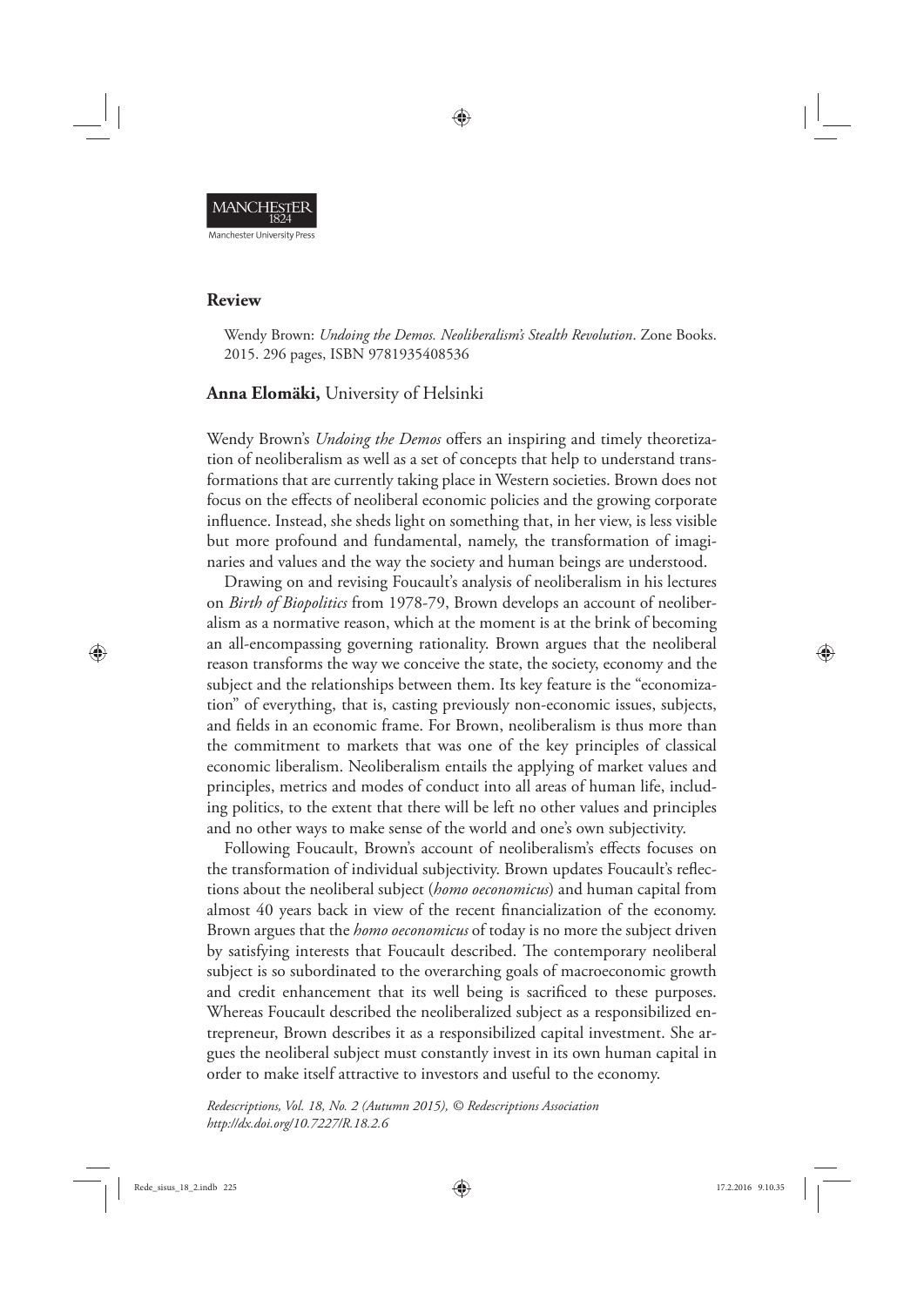## Review

Wendy Brown: *Undoing the Demos. Neoliberalism's Stealth Revolution*. Zone Books. 2015. 296 pages, ISBN 9781935408536

**Anna Elomäki,** University of Helsinki

Wendy Brown's *Undoing the Demos* offers an inspiring and timely theorization of neoliberalism as well as a set of concepts that help to understand transformations that are currently taking place in Western societies. Brown does not focus on the effects of neoliberal economic policies and the growing corporate influence. Instead, she sheds light on something that, in her view, is less visible but more profound and fundamental, namely, the transformation of imaginaries and values and the way the society and human beings are understood.

Drawing on and revising Foucault's analysis of neoliberalism in his lectures on *Birth of Biopolitics* from 1978-79, Brown develops an account of neoliberalism as a normative reason, which at the moment is at the brink of becoming an all-encompassing governing rationality. Brown argues that the neoliberal reason transforms the way we conceive the state, the society, economy and the subject and the relationships between them. Its key feature is the "economization" of everything, that is, casting previously non-economic issues, subjects, and fields in an economic frame. For Brown, neoliberalism is thus more than the commitment to markets that was one of the key principles of classical economic liberalism. Neoliberalism entails the applying of market values and principles, metrics and modes of conduct into all areas of human life, including politics, to the extent that there will be left no other values and principles and no other ways to make sense of the world and one's own subjectivity.

Following Foucault, Brown's account of neoliberalism's effects focuses on the transformation of individual subjectivity. Brown updates Foucault's reflections about the neoliberal subject (*homo oeconomicus*) and human capital from almost 40 years back in view of the recent financialization of the economy. Brown argues that the *homo oeconomicus* of today is no more the subject driven by satisfying interests that Foucault described. The contemporary neoliberal subject is so subordinated to the overarching goals of macroeconomic growth and credit enhancement that its well being is sacrificed to these purposes. Whereas Foucault described the neoliberalized subject as a responsibilized entrepreneur, Brown describes it as a responsibilized capital investment. She argues the neoliberal subject must constantly invest in its own human capital in order to make itself attractive to investors and useful to the economy.

*Redescriptions, Vol. 18, No. 2 (Autumn 2015), © Redescriptions Association*
*http://dx.doi.org/10.7227/R.18.2.6*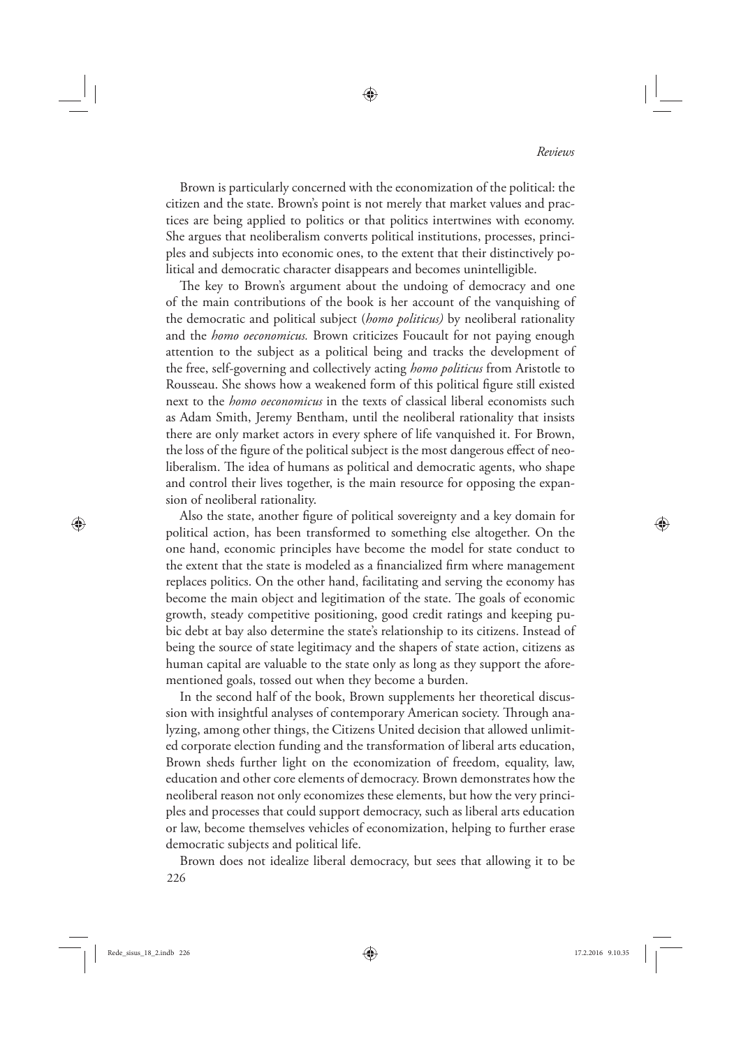Brown is particularly concerned with the economization of the political: the citizen and the state. Brown's point is not merely that market values and practices are being applied to politics or that politics intertwines with economy. She argues that neoliberalism converts political institutions, processes, principles and subjects into economic ones, to the extent that their distinctively political and democratic character disappears and becomes unintelligible.

The key to Brown's argument about the undoing of democracy and one of the main contributions of the book is her account of the vanquishing of the democratic and political subject (*homo politicus)* by neoliberal rationality and the *homo oeconomicus.* Brown criticizes Foucault for not paying enough attention to the subject as a political being and tracks the development of the free, self-governing and collectively acting *homo politicus* from Aristotle to Rousseau. She shows how a weakened form of this political figure still existed next to the *homo oeconomicus* in the texts of classical liberal economists such as Adam Smith, Jeremy Bentham, until the neoliberal rationality that insists there are only market actors in every sphere of life vanquished it. For Brown, the loss of the figure of the political subject is the most dangerous effect of neoliberalism. The idea of humans as political and democratic agents, who shape and control their lives together, is the main resource for opposing the expansion of neoliberal rationality.

Also the state, another figure of political sovereignty and a key domain for political action, has been transformed to something else altogether. On the one hand, economic principles have become the model for state conduct to the extent that the state is modeled as a financialized firm where management replaces politics. On the other hand, facilitating and serving the economy has become the main object and legitimation of the state. The goals of economic growth, steady competitive positioning, good credit ratings and keeping pubic debt at bay also determine the state's relationship to its citizens. Instead of being the source of state legitimacy and the shapers of state action, citizens as human capital are valuable to the state only as long as they support the aforementioned goals, tossed out when they become a burden.

In the second half of the book, Brown supplements her theoretical discussion with insightful analyses of contemporary American society. Through analyzing, among other things, the Citizens United decision that allowed unlimited corporate election funding and the transformation of liberal arts education, Brown sheds further light on the economization of freedom, equality, law, education and other core elements of democracy. Brown demonstrates how the neoliberal reason not only economizes these elements, but how the very principles and processes that could support democracy, such as liberal arts education or law, become themselves vehicles of economization, helping to further erase democratic subjects and political life.

Brown does not idealize liberal democracy, but sees that allowing it to be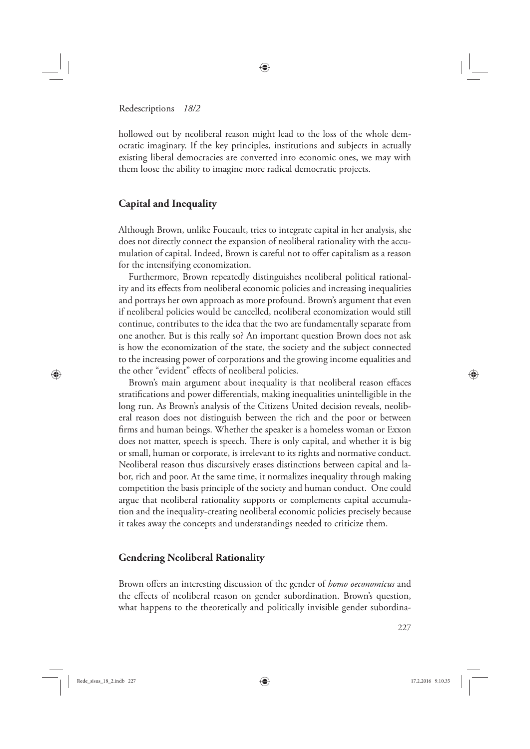hollowed out by neoliberal reason might lead to the loss of the whole democratic imaginary. If the key principles, institutions and subjects in actually existing liberal democracies are converted into economic ones, we may with them loose the ability to imagine more radical democratic projects.

## Capital and Inequality

Although Brown, unlike Foucault, tries to integrate capital in her analysis, she does not directly connect the expansion of neoliberal rationality with the accumulation of capital. Indeed, Brown is careful not to offer capitalism as a reason for the intensifying economization.

Furthermore, Brown repeatedly distinguishes neoliberal political rationality and its effects from neoliberal economic policies and increasing inequalities and portrays her own approach as more profound. Brown's argument that even if neoliberal policies would be cancelled, neoliberal economization would still continue, contributes to the idea that the two are fundamentally separate from one another. But is this really so? An important question Brown does not ask is how the economization of the state, the society and the subject connected to the increasing power of corporations and the growing income equalities and the other "evident" effects of neoliberal policies.

Brown's main argument about inequality is that neoliberal reason effaces stratifications and power differentials, making inequalities unintelligible in the long run. As Brown's analysis of the Citizens United decision reveals, neoliberal reason does not distinguish between the rich and the poor or between firms and human beings. Whether the speaker is a homeless woman or Exxon does not matter, speech is speech. There is only capital, and whether it is big or small, human or corporate, is irrelevant to its rights and normative conduct. Neoliberal reason thus discursively erases distinctions between capital and labor, rich and poor. At the same time, it normalizes inequality through making competition the basis principle of the society and human conduct. One could argue that neoliberal rationality supports or complements capital accumulation and the inequality-creating neoliberal economic policies precisely because it takes away the concepts and understandings needed to criticize them.

## Gendering Neoliberal Rationality

Brown offers an interesting discussion of the gender of *homo oeconomicus* and the effects of neoliberal reason on gender subordination. Brown's question, what happens to the theoretically and politically invisible gender subordina-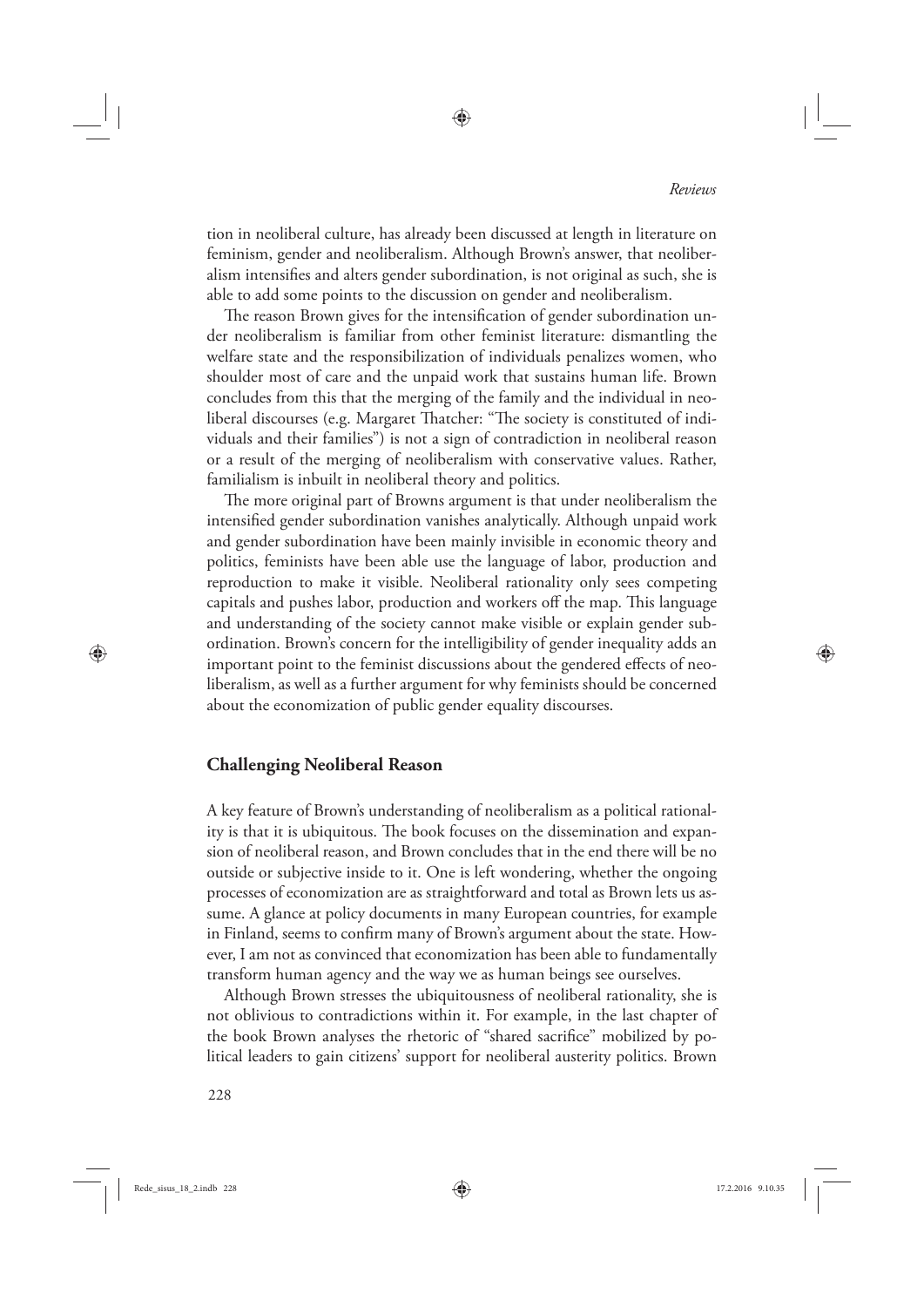tion in neoliberal culture, has already been discussed at length in literature on feminism, gender and neoliberalism. Although Brown's answer, that neoliberalism intensifies and alters gender subordination, is not original as such, she is able to add some points to the discussion on gender and neoliberalism.

The reason Brown gives for the intensification of gender subordination under neoliberalism is familiar from other feminist literature: dismantling the welfare state and the responsibilization of individuals penalizes women, who shoulder most of care and the unpaid work that sustains human life. Brown concludes from this that the merging of the family and the individual in neoliberal discourses (e.g. Margaret Thatcher: "The society is constituted of individuals and their families") is not a sign of contradiction in neoliberal reason or a result of the merging of neoliberalism with conservative values. Rather, familialism is inbuilt in neoliberal theory and politics.

The more original part of Browns argument is that under neoliberalism the intensified gender subordination vanishes analytically. Although unpaid work and gender subordination have been mainly invisible in economic theory and politics, feminists have been able use the language of labor, production and reproduction to make it visible. Neoliberal rationality only sees competing capitals and pushes labor, production and workers off the map. This language and understanding of the society cannot make visible or explain gender subordination. Brown's concern for the intelligibility of gender inequality adds an important point to the feminist discussions about the gendered effects of neoliberalism, as well as a further argument for why feminists should be concerned about the economization of public gender equality discourses.

## Challenging Neoliberal Reason

A key feature of Brown's understanding of neoliberalism as a political rationality is that it is ubiquitous. The book focuses on the dissemination and expansion of neoliberal reason, and Brown concludes that in the end there will be no outside or subjective inside to it. One is left wondering, whether the ongoing processes of economization are as straightforward and total as Brown lets us assume. A glance at policy documents in many European countries, for example in Finland, seems to confirm many of Brown's argument about the state. However, I am not as convinced that economization has been able to fundamentally transform human agency and the way we as human beings see ourselves.

Although Brown stresses the ubiquitousness of neoliberal rationality, she is not oblivious to contradictions within it. For example, in the last chapter of the book Brown analyses the rhetoric of "shared sacrifice" mobilized by political leaders to gain citizens' support for neoliberal austerity politics. Brown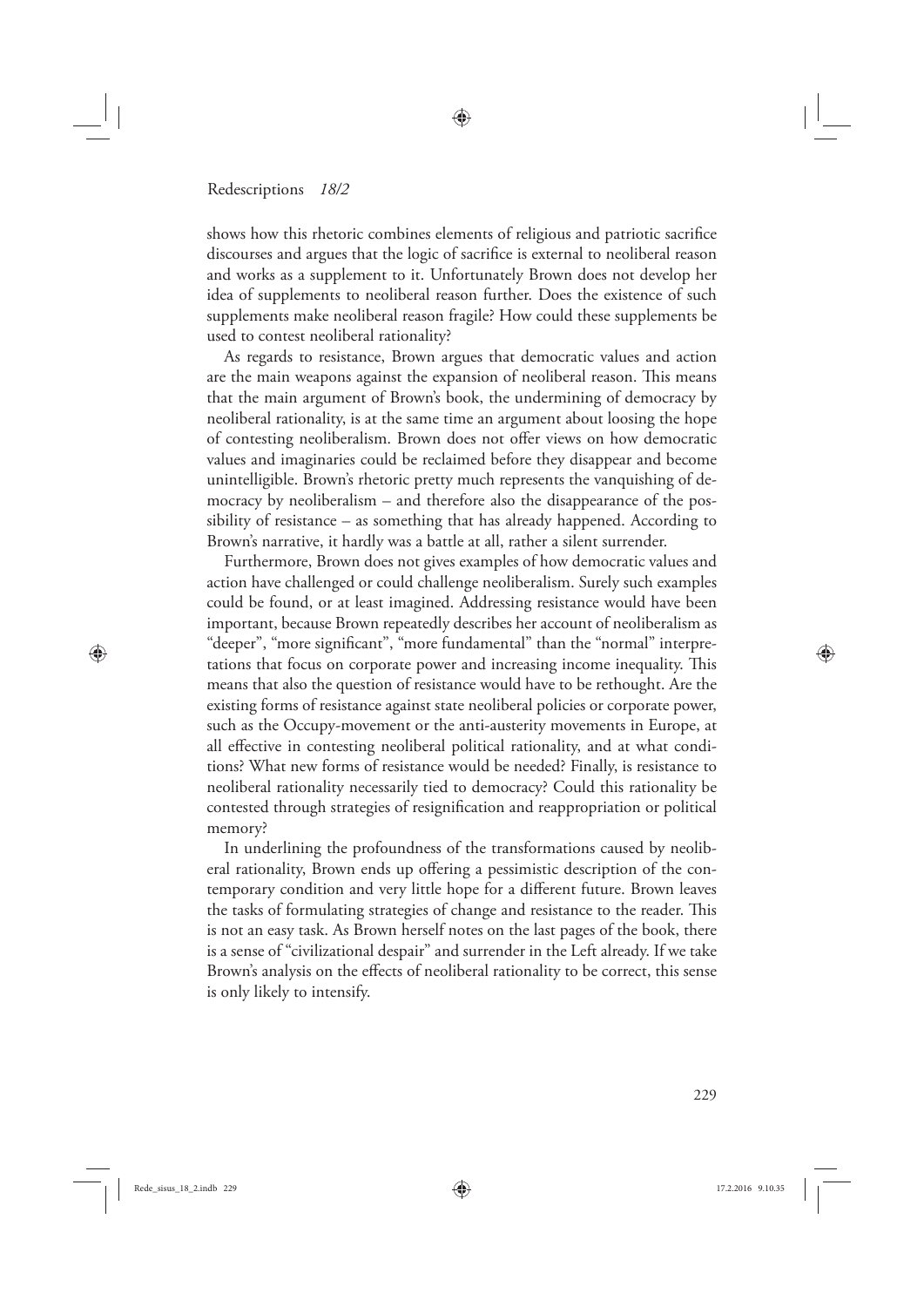shows how this rhetoric combines elements of religious and patriotic sacrifice discourses and argues that the logic of sacrifice is external to neoliberal reason and works as a supplement to it. Unfortunately Brown does not develop her idea of supplements to neoliberal reason further. Does the existence of such supplements make neoliberal reason fragile? How could these supplements be used to contest neoliberal rationality?

As regards to resistance, Brown argues that democratic values and action are the main weapons against the expansion of neoliberal reason. This means that the main argument of Brown's book, the undermining of democracy by neoliberal rationality, is at the same time an argument about loosing the hope of contesting neoliberalism. Brown does not offer views on how democratic values and imaginaries could be reclaimed before they disappear and become unintelligible. Brown's rhetoric pretty much represents the vanquishing of democracy by neoliberalism – and therefore also the disappearance of the possibility of resistance – as something that has already happened. According to Brown's narrative, it hardly was a battle at all, rather a silent surrender.

Furthermore, Brown does not gives examples of how democratic values and action have challenged or could challenge neoliberalism. Surely such examples could be found, or at least imagined. Addressing resistance would have been important, because Brown repeatedly describes her account of neoliberalism as "deeper", "more significant", "more fundamental" than the "normal" interpretations that focus on corporate power and increasing income inequality. This means that also the question of resistance would have to be rethought. Are the existing forms of resistance against state neoliberal policies or corporate power, such as the Occupy-movement or the anti-austerity movements in Europe, at all effective in contesting neoliberal political rationality, and at what conditions? What new forms of resistance would be needed? Finally, is resistance to neoliberal rationality necessarily tied to democracy? Could this rationality be contested through strategies of resignification and reappropriation or political memory?

In underlining the profoundness of the transformations caused by neoliberal rationality, Brown ends up offering a pessimistic description of the contemporary condition and very little hope for a different future. Brown leaves the tasks of formulating strategies of change and resistance to the reader. This is not an easy task. As Brown herself notes on the last pages of the book, there is a sense of "civilizational despair" and surrender in the Left already. If we take Brown's analysis on the effects of neoliberal rationality to be correct, this sense is only likely to intensify.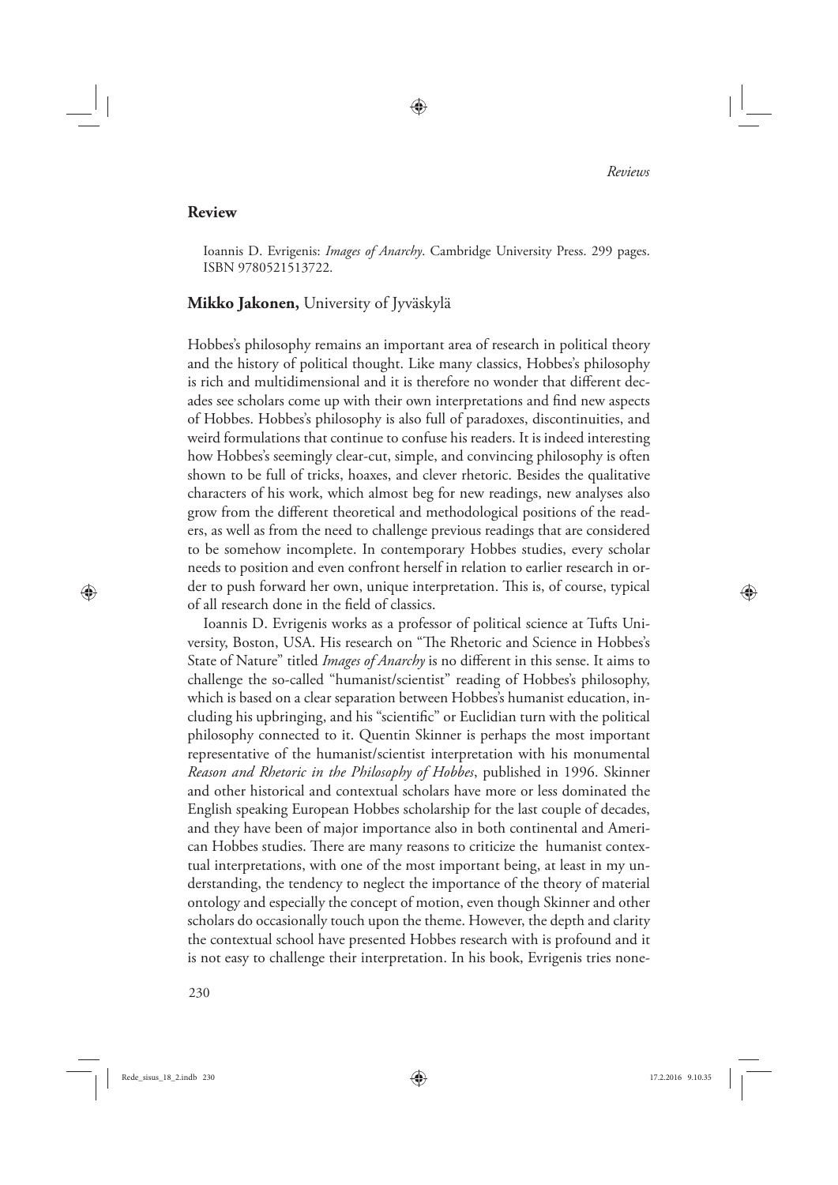## Review

Ioannis D. Evrigenis: *Images of Anarchy*. Cambridge University Press. 299 pages. ISBN 9780521513722.

**Mikko Jakonen,** University of Jyväskylä

Hobbes's philosophy remains an important area of research in political theory and the history of political thought. Like many classics, Hobbes's philosophy is rich and multidimensional and it is therefore no wonder that different decades see scholars come up with their own interpretations and find new aspects of Hobbes. Hobbes's philosophy is also full of paradoxes, discontinuities, and weird formulations that continue to confuse his readers. It is indeed interesting how Hobbes's seemingly clear-cut, simple, and convincing philosophy is often shown to be full of tricks, hoaxes, and clever rhetoric. Besides the qualitative characters of his work, which almost beg for new readings, new analyses also grow from the different theoretical and methodological positions of the readers, as well as from the need to challenge previous readings that are considered to be somehow incomplete. In contemporary Hobbes studies, every scholar needs to position and even confront herself in relation to earlier research in order to push forward her own, unique interpretation. This is, of course, typical of all research done in the field of classics.

Ioannis D. Evrigenis works as a professor of political science at Tufts University, Boston, USA. His research on "The Rhetoric and Science in Hobbes's State of Nature" titled *Images of Anarchy* is no different in this sense. It aims to challenge the so-called "humanist/scientist" reading of Hobbes's philosophy, which is based on a clear separation between Hobbes's humanist education, including his upbringing, and his "scientific" or Euclidian turn with the political philosophy connected to it. Quentin Skinner is perhaps the most important representative of the humanist/scientist interpretation with his monumental *Reason and Rhetoric in the Philosophy of Hobbes*, published in 1996. Skinner and other historical and contextual scholars have more or less dominated the English speaking European Hobbes scholarship for the last couple of decades, and they have been of major importance also in both continental and American Hobbes studies. There are many reasons to criticize the humanist contextual interpretations, with one of the most important being, at least in my understanding, the tendency to neglect the importance of the theory of material ontology and especially the concept of motion, even though Skinner and other scholars do occasionally touch upon the theme. However, the depth and clarity the contextual school have presented Hobbes research with is profound and it is not easy to challenge their interpretation. In his book, Evrigenis tries none-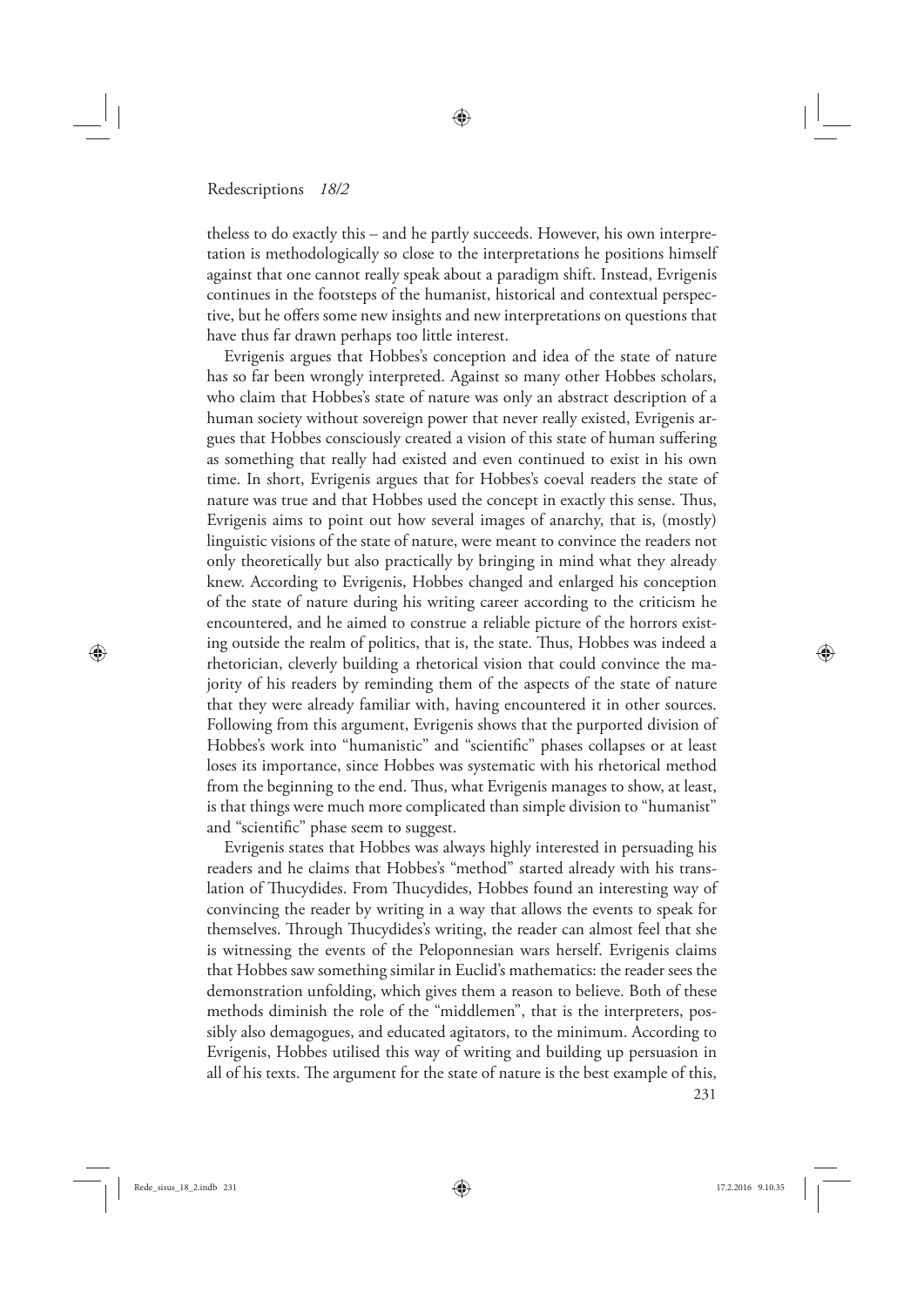theless to do exactly this – and he partly succeeds. However, his own interpretation is methodologically so close to the interpretations he positions himself against that one cannot really speak about a paradigm shift. Instead, Evrigenis continues in the footsteps of the humanist, historical and contextual perspective, but he offers some new insights and new interpretations on questions that have thus far drawn perhaps too little interest.

Evrigenis argues that Hobbes's conception and idea of the state of nature has so far been wrongly interpreted. Against so many other Hobbes scholars, who claim that Hobbes's state of nature was only an abstract description of a human society without sovereign power that never really existed, Evrigenis argues that Hobbes consciously created a vision of this state of human suffering as something that really had existed and even continued to exist in his own time. In short, Evrigenis argues that for Hobbes's coeval readers the state of nature was true and that Hobbes used the concept in exactly this sense. Thus, Evrigenis aims to point out how several images of anarchy, that is, (mostly) linguistic visions of the state of nature, were meant to convince the readers not only theoretically but also practically by bringing in mind what they already knew. According to Evrigenis, Hobbes changed and enlarged his conception of the state of nature during his writing career according to the criticism he encountered, and he aimed to construe a reliable picture of the horrors existing outside the realm of politics, that is, the state. Thus, Hobbes was indeed a rhetorician, cleverly building a rhetorical vision that could convince the majority of his readers by reminding them of the aspects of the state of nature that they were already familiar with, having encountered it in other sources. Following from this argument, Evrigenis shows that the purported division of Hobbes's work into "humanistic" and "scientific" phases collapses or at least loses its importance, since Hobbes was systematic with his rhetorical method from the beginning to the end. Thus, what Evrigenis manages to show, at least, is that things were much more complicated than simple division to "humanist" and "scientific" phase seem to suggest.

Evrigenis states that Hobbes was always highly interested in persuading his readers and he claims that Hobbes's "method" started already with his translation of Thucydides. From Thucydides, Hobbes found an interesting way of convincing the reader by writing in a way that allows the events to speak for themselves. Through Thucydides's writing, the reader can almost feel that she is witnessing the events of the Peloponnesian wars herself. Evrigenis claims that Hobbes saw something similar in Euclid's mathematics: the reader sees the demonstration unfolding, which gives them a reason to believe. Both of these methods diminish the role of the "middlemen", that is the interpreters, possibly also demagogues, and educated agitators, to the minimum. According to Evrigenis, Hobbes utilised this way of writing and building up persuasion in all of his texts. The argument for the state of nature is the best example of this,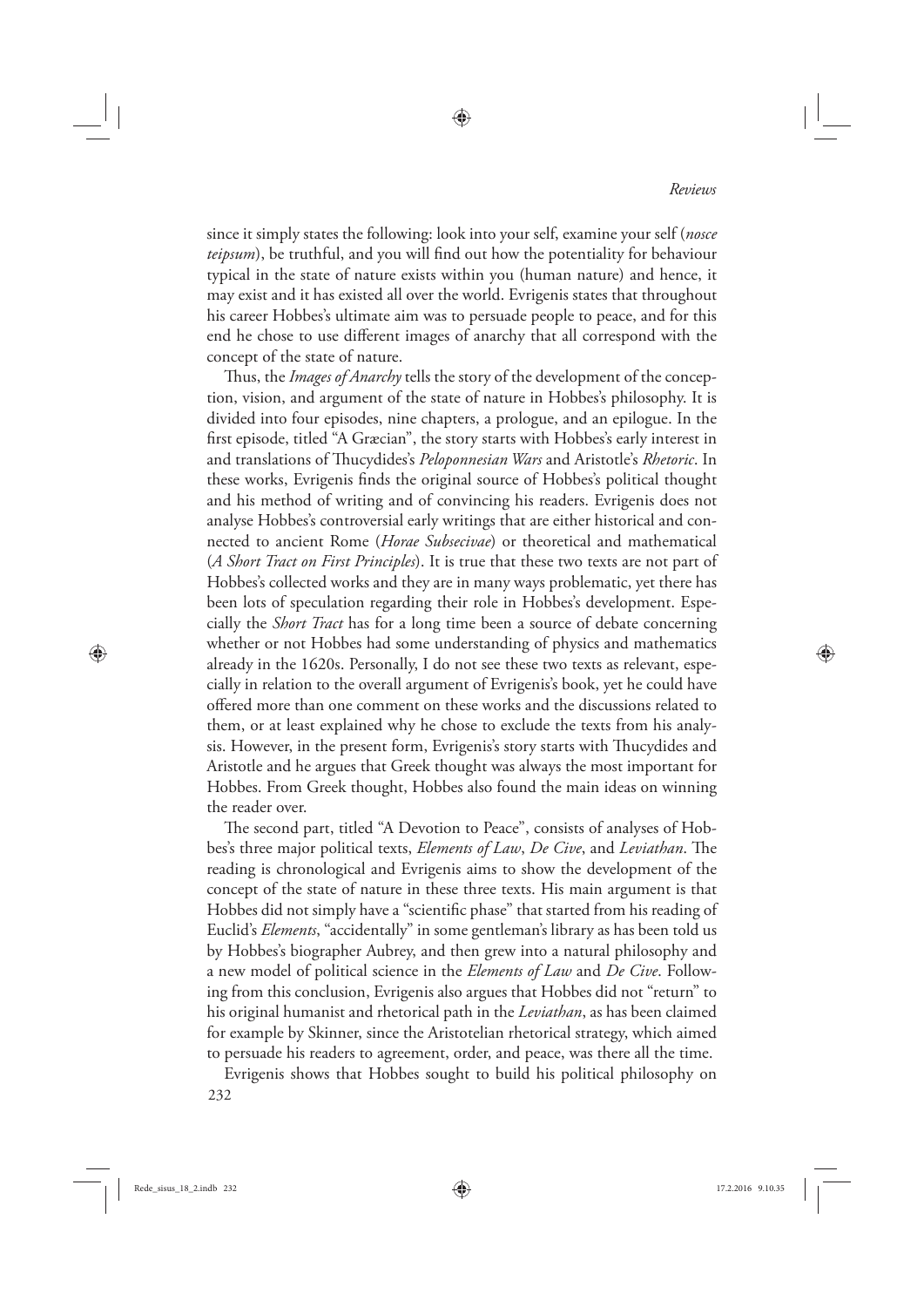since it simply states the following: look into your self, examine your self (*nosce teipsum*), be truthful, and you will find out how the potentiality for behaviour typical in the state of nature exists within you (human nature) and hence, it may exist and it has existed all over the world. Evrigenis states that throughout his career Hobbes's ultimate aim was to persuade people to peace, and for this end he chose to use different images of anarchy that all correspond with the concept of the state of nature.

Thus, the *Images of Anarchy* tells the story of the development of the conception, vision, and argument of the state of nature in Hobbes's philosophy. It is divided into four episodes, nine chapters, a prologue, and an epilogue. In the first episode, titled "A Græcian", the story starts with Hobbes's early interest in and translations of Thucydides's *Peloponnesian Wars* and Aristotle's *Rhetoric*. In these works, Evrigenis finds the original source of Hobbes's political thought and his method of writing and of convincing his readers. Evrigenis does not analyse Hobbes's controversial early writings that are either historical and connected to ancient Rome (*Horae Subsecivae*) or theoretical and mathematical (*A Short Tract on First Principles*). It is true that these two texts are not part of Hobbes's collected works and they are in many ways problematic, yet there has been lots of speculation regarding their role in Hobbes's development. Especially the *Short Tract* has for a long time been a source of debate concerning whether or not Hobbes had some understanding of physics and mathematics already in the 1620s. Personally, I do not see these two texts as relevant, especially in relation to the overall argument of Evrigenis's book, yet he could have offered more than one comment on these works and the discussions related to them, or at least explained why he chose to exclude the texts from his analysis. However, in the present form, Evrigenis's story starts with Thucydides and Aristotle and he argues that Greek thought was always the most important for Hobbes. From Greek thought, Hobbes also found the main ideas on winning the reader over.

The second part, titled "A Devotion to Peace", consists of analyses of Hobbes's three major political texts, *Elements of Law*, *De Cive*, and *Leviathan*. The reading is chronological and Evrigenis aims to show the development of the concept of the state of nature in these three texts. His main argument is that Hobbes did not simply have a "scientific phase" that started from his reading of Euclid's *Elements*, "accidentally" in some gentleman's library as has been told us by Hobbes's biographer Aubrey, and then grew into a natural philosophy and a new model of political science in the *Elements of Law* and *De Cive*. Following from this conclusion, Evrigenis also argues that Hobbes did not "return" to his original humanist and rhetorical path in the *Leviathan*, as has been claimed for example by Skinner, since the Aristotelian rhetorical strategy, which aimed to persuade his readers to agreement, order, and peace, was there all the time.

Evrigenis shows that Hobbes sought to build his political philosophy on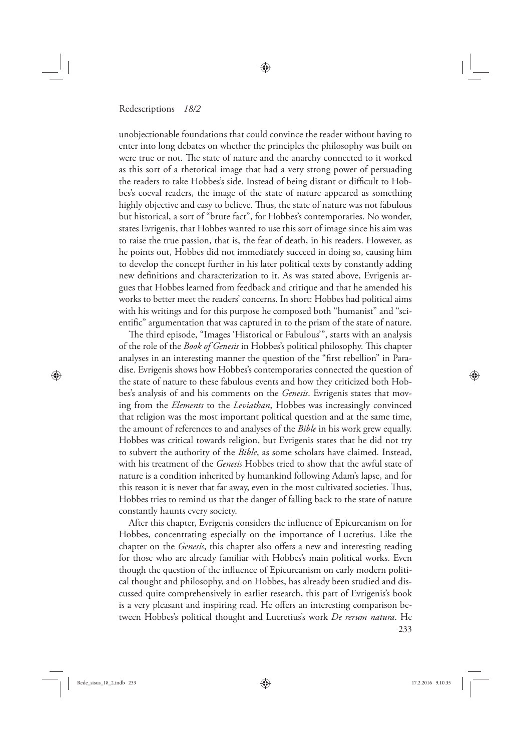unobjectionable foundations that could convince the reader without having to enter into long debates on whether the principles the philosophy was built on were true or not. The state of nature and the anarchy connected to it worked as this sort of a rhetorical image that had a very strong power of persuading the readers to take Hobbes's side. Instead of being distant or difficult to Hobbes's coeval readers, the image of the state of nature appeared as something highly objective and easy to believe. Thus, the state of nature was not fabulous but historical, a sort of "brute fact", for Hobbes's contemporaries. No wonder, states Evrigenis, that Hobbes wanted to use this sort of image since his aim was to raise the true passion, that is, the fear of death, in his readers. However, as he points out, Hobbes did not immediately succeed in doing so, causing him to develop the concept further in his later political texts by constantly adding new definitions and characterization to it. As was stated above, Evrigenis argues that Hobbes learned from feedback and critique and that he amended his works to better meet the readers' concerns. In short: Hobbes had political aims with his writings and for this purpose he composed both "humanist" and "scientific" argumentation that was captured in to the prism of the state of nature.

The third episode, "Images 'Historical or Fabulous'", starts with an analysis of the role of the *Book of Genesis* in Hobbes's political philosophy. This chapter analyses in an interesting manner the question of the "first rebellion" in Paradise. Evrigenis shows how Hobbes's contemporaries connected the question of the state of nature to these fabulous events and how they criticized both Hobbes's analysis of and his comments on the *Genesis*. Evrigenis states that moving from the *Elements* to the *Leviathan*, Hobbes was increasingly convinced that religion was the most important political question and at the same time, the amount of references to and analyses of the *Bible* in his work grew equally. Hobbes was critical towards religion, but Evrigenis states that he did not try to subvert the authority of the *Bible*, as some scholars have claimed. Instead, with his treatment of the *Genesis* Hobbes tried to show that the awful state of nature is a condition inherited by humankind following Adam's lapse, and for this reason it is never that far away, even in the most cultivated societies. Thus, Hobbes tries to remind us that the danger of falling back to the state of nature constantly haunts every society.

After this chapter, Evrigenis considers the influence of Epicureanism on for Hobbes, concentrating especially on the importance of Lucretius. Like the chapter on the *Genesis*, this chapter also offers a new and interesting reading for those who are already familiar with Hobbes's main political works. Even though the question of the influence of Epicureanism on early modern political thought and philosophy, and on Hobbes, has already been studied and discussed quite comprehensively in earlier research, this part of Evrigenis's book is a very pleasant and inspiring read. He offers an interesting comparison between Hobbes's political thought and Lucretius's work *De rerum natura*. He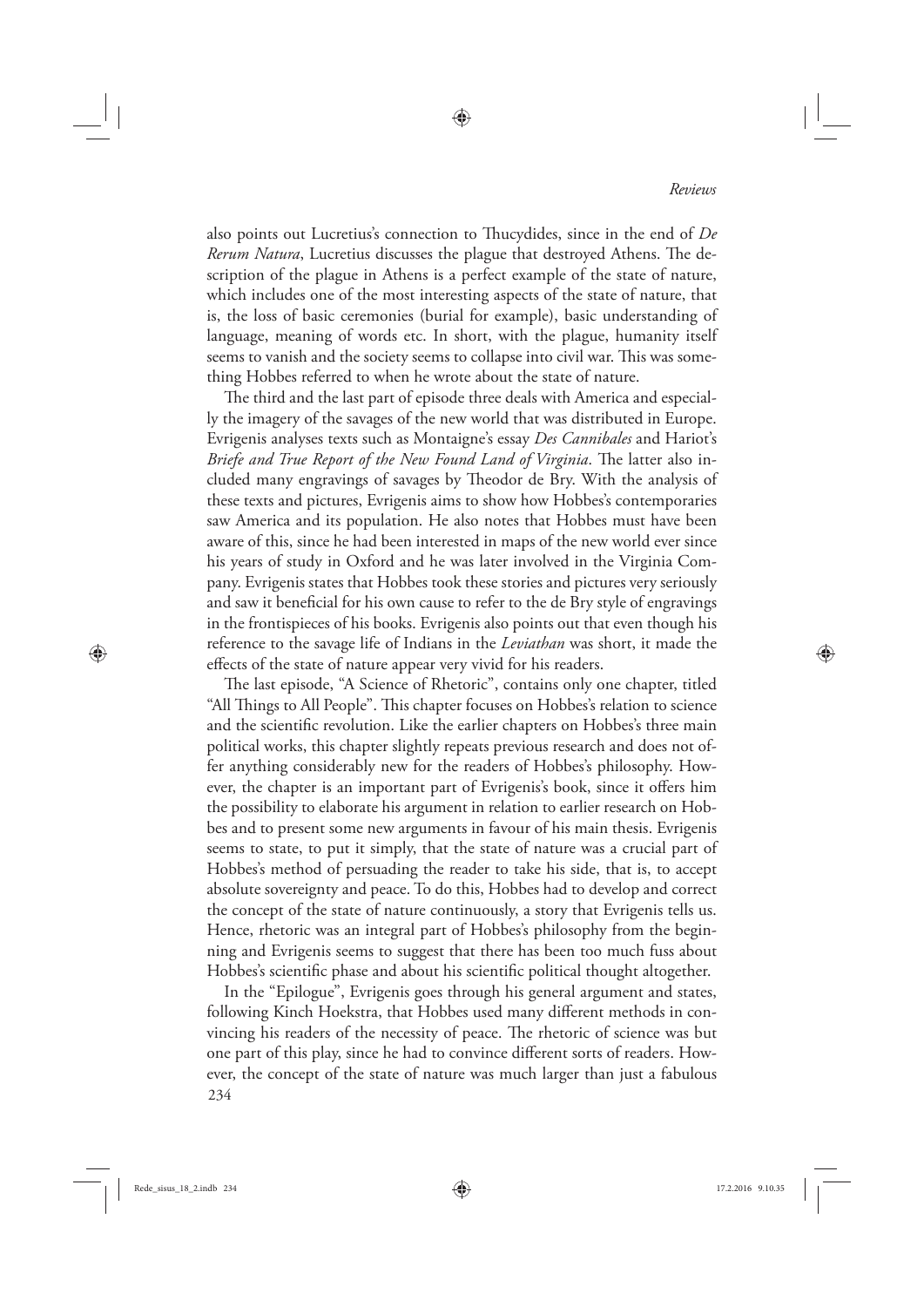also points out Lucretius's connection to Thucydides, since in the end of *De Rerum Natura*, Lucretius discusses the plague that destroyed Athens. The description of the plague in Athens is a perfect example of the state of nature, which includes one of the most interesting aspects of the state of nature, that is, the loss of basic ceremonies (burial for example), basic understanding of language, meaning of words etc. In short, with the plague, humanity itself seems to vanish and the society seems to collapse into civil war. This was something Hobbes referred to when he wrote about the state of nature.

The third and the last part of episode three deals with America and especially the imagery of the savages of the new world that was distributed in Europe. Evrigenis analyses texts such as Montaigne's essay *Des Cannibales* and Hariot's *Briefe and True Report of the New Found Land of Virginia*. The latter also included many engravings of savages by Theodor de Bry. With the analysis of these texts and pictures, Evrigenis aims to show how Hobbes's contemporaries saw America and its population. He also notes that Hobbes must have been aware of this, since he had been interested in maps of the new world ever since his years of study in Oxford and he was later involved in the Virginia Company. Evrigenis states that Hobbes took these stories and pictures very seriously and saw it beneficial for his own cause to refer to the de Bry style of engravings in the frontispieces of his books. Evrigenis also points out that even though his reference to the savage life of Indians in the *Leviathan* was short, it made the effects of the state of nature appear very vivid for his readers.

The last episode, "A Science of Rhetoric", contains only one chapter, titled "All Things to All People". This chapter focuses on Hobbes's relation to science and the scientific revolution. Like the earlier chapters on Hobbes's three main political works, this chapter slightly repeats previous research and does not offer anything considerably new for the readers of Hobbes's philosophy. However, the chapter is an important part of Evrigenis's book, since it offers him the possibility to elaborate his argument in relation to earlier research on Hobbes and to present some new arguments in favour of his main thesis. Evrigenis seems to state, to put it simply, that the state of nature was a crucial part of Hobbes's method of persuading the reader to take his side, that is, to accept absolute sovereignty and peace. To do this, Hobbes had to develop and correct the concept of the state of nature continuously, a story that Evrigenis tells us. Hence, rhetoric was an integral part of Hobbes's philosophy from the beginning and Evrigenis seems to suggest that there has been too much fuss about Hobbes's scientific phase and about his scientific political thought altogether.

In the "Epilogue", Evrigenis goes through his general argument and states, following Kinch Hoekstra, that Hobbes used many different methods in convincing his readers of the necessity of peace. The rhetoric of science was but one part of this play, since he had to convince different sorts of readers. However, the concept of the state of nature was much larger than just a fabulous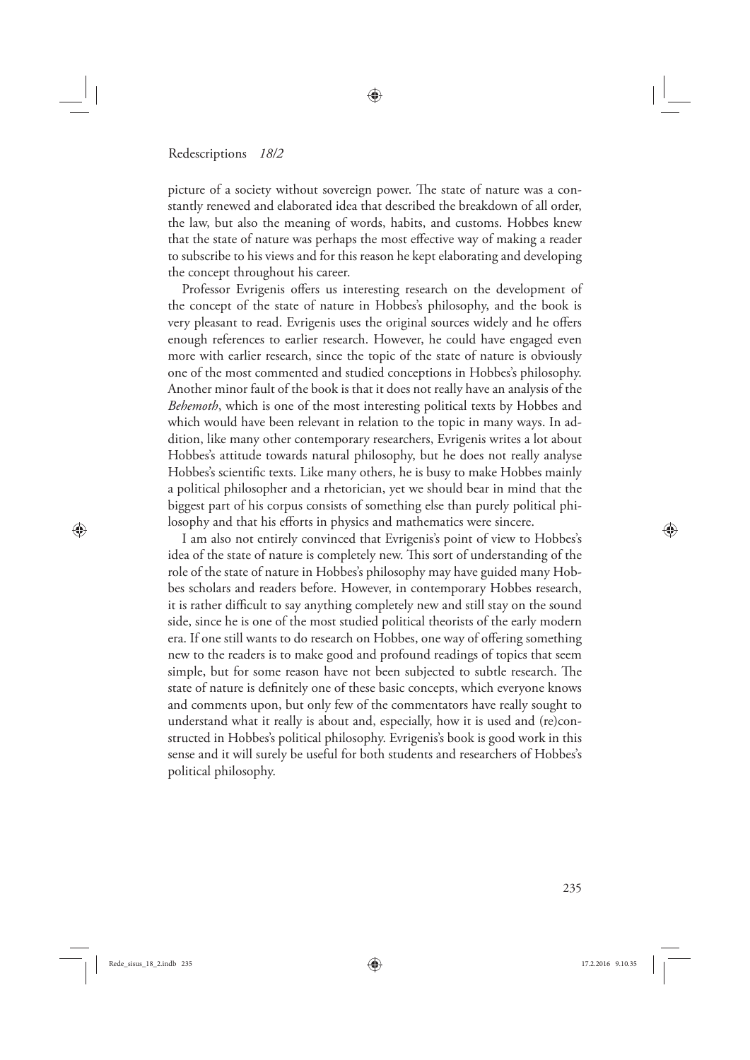picture of a society without sovereign power. The state of nature was a constantly renewed and elaborated idea that described the breakdown of all order, the law, but also the meaning of words, habits, and customs. Hobbes knew that the state of nature was perhaps the most effective way of making a reader to subscribe to his views and for this reason he kept elaborating and developing the concept throughout his career.

Professor Evrigenis offers us interesting research on the development of the concept of the state of nature in Hobbes's philosophy, and the book is very pleasant to read. Evrigenis uses the original sources widely and he offers enough references to earlier research. However, he could have engaged even more with earlier research, since the topic of the state of nature is obviously one of the most commented and studied conceptions in Hobbes's philosophy. Another minor fault of the book is that it does not really have an analysis of the *Behemoth*, which is one of the most interesting political texts by Hobbes and which would have been relevant in relation to the topic in many ways. In addition, like many other contemporary researchers, Evrigenis writes a lot about Hobbes's attitude towards natural philosophy, but he does not really analyse Hobbes's scientific texts. Like many others, he is busy to make Hobbes mainly a political philosopher and a rhetorician, yet we should bear in mind that the biggest part of his corpus consists of something else than purely political philosophy and that his efforts in physics and mathematics were sincere.

I am also not entirely convinced that Evrigenis's point of view to Hobbes's idea of the state of nature is completely new. This sort of understanding of the role of the state of nature in Hobbes's philosophy may have guided many Hobbes scholars and readers before. However, in contemporary Hobbes research, it is rather difficult to say anything completely new and still stay on the sound side, since he is one of the most studied political theorists of the early modern era. If one still wants to do research on Hobbes, one way of offering something new to the readers is to make good and profound readings of topics that seem simple, but for some reason have not been subjected to subtle research. The state of nature is definitely one of these basic concepts, which everyone knows and comments upon, but only few of the commentators have really sought to understand what it really is about and, especially, how it is used and (re)constructed in Hobbes's political philosophy. Evrigenis's book is good work in this sense and it will surely be useful for both students and researchers of Hobbes's political philosophy.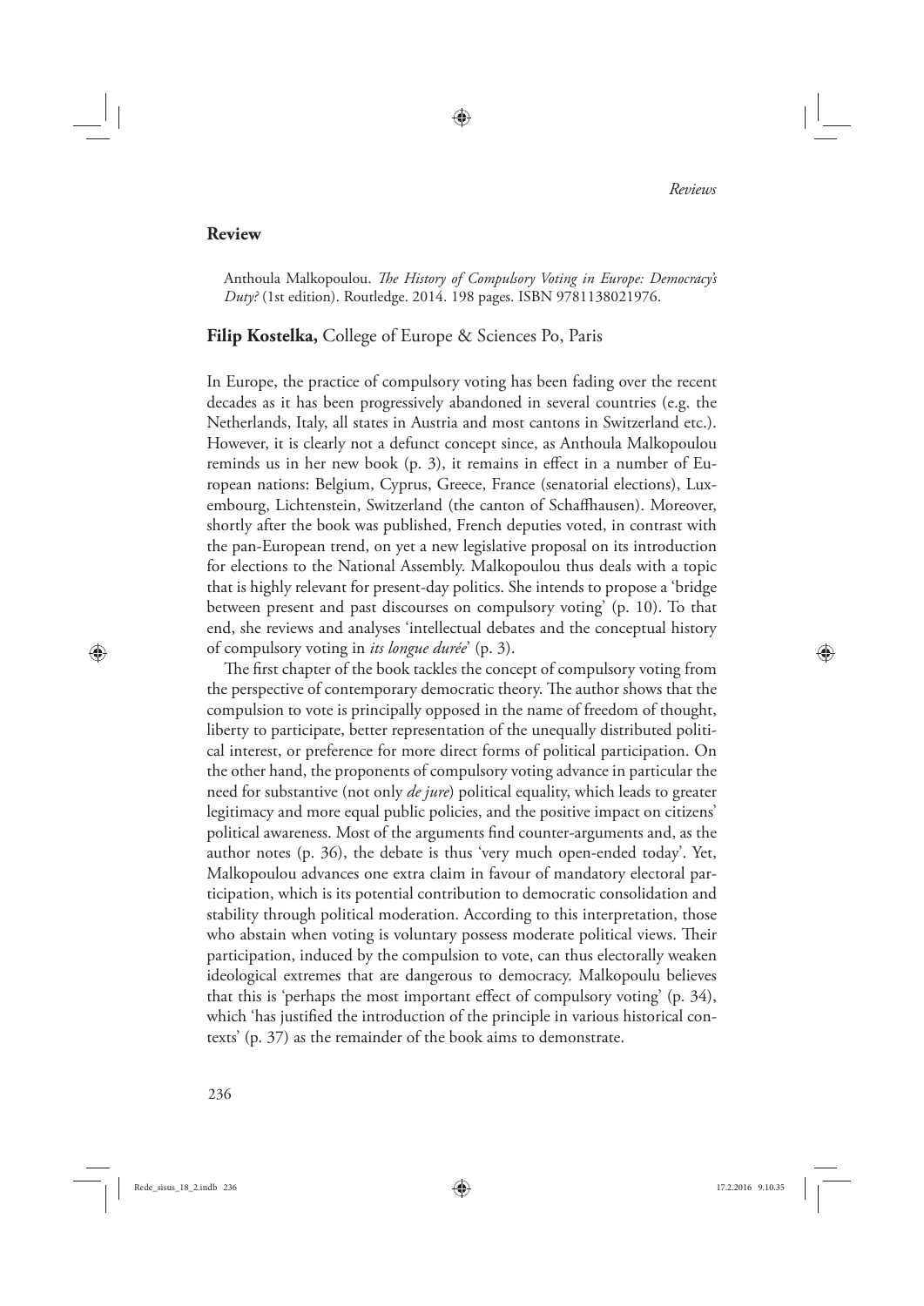## Review

Anthoula Malkopoulou. *The History of Compulsory Voting in Europe: Democracy's Duty?* (1st edition). Routledge. 2014. 198 pages. ISBN 9781138021976.

**Filip Kostelka,** College of Europe & Sciences Po, Paris

In Europe, the practice of compulsory voting has been fading over the recent decades as it has been progressively abandoned in several countries (e.g. the Netherlands, Italy, all states in Austria and most cantons in Switzerland etc.). However, it is clearly not a defunct concept since, as Anthoula Malkopoulou reminds us in her new book (p. 3), it remains in effect in a number of European nations: Belgium, Cyprus, Greece, France (senatorial elections), Luxembourg, Lichtenstein, Switzerland (the canton of Schaffhausen). Moreover, shortly after the book was published, French deputies voted, in contrast with the pan-European trend, on yet a new legislative proposal on its introduction for elections to the National Assembly. Malkopoulou thus deals with a topic that is highly relevant for present-day politics. She intends to propose a 'bridge between present and past discourses on compulsory voting' (p. 10). To that end, she reviews and analyses 'intellectual debates and the conceptual history of compulsory voting in *its longue durée*' (p. 3).

The first chapter of the book tackles the concept of compulsory voting from the perspective of contemporary democratic theory. The author shows that the compulsion to vote is principally opposed in the name of freedom of thought, liberty to participate, better representation of the unequally distributed political interest, or preference for more direct forms of political participation. On the other hand, the proponents of compulsory voting advance in particular the need for substantive (not only *de jure*) political equality, which leads to greater legitimacy and more equal public policies, and the positive impact on citizens' political awareness. Most of the arguments find counter-arguments and, as the author notes (p. 36), the debate is thus 'very much open-ended today'. Yet, Malkopoulou advances one extra claim in favour of mandatory electoral participation, which is its potential contribution to democratic consolidation and stability through political moderation. According to this interpretation, those who abstain when voting is voluntary possess moderate political views. Their participation, induced by the compulsion to vote, can thus electorally weaken ideological extremes that are dangerous to democracy. Malkopoulu believes that this is 'perhaps the most important effect of compulsory voting' (p. 34), which 'has justified the introduction of the principle in various historical contexts' (p. 37) as the remainder of the book aims to demonstrate.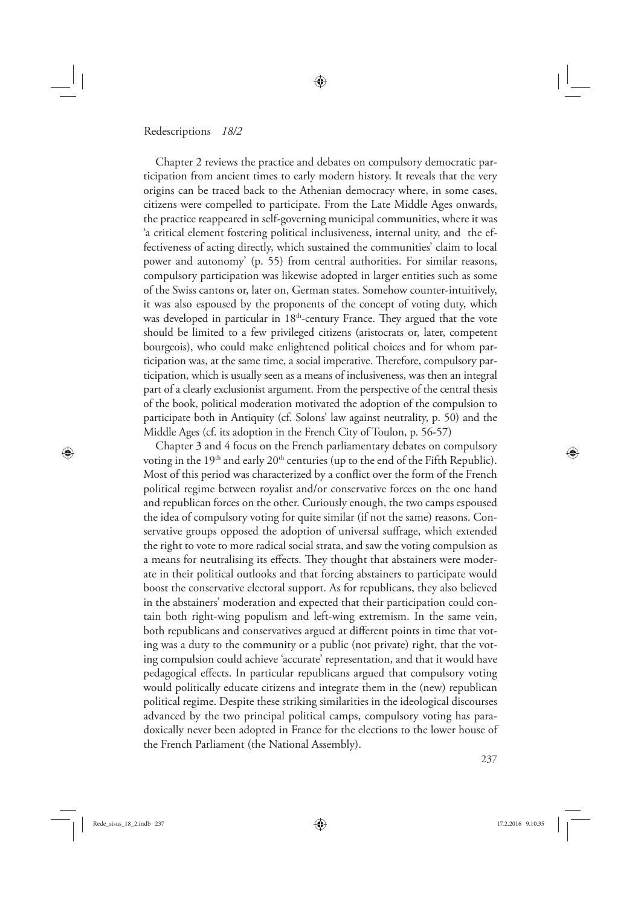Chapter 2 reviews the practice and debates on compulsory democratic participation from ancient times to early modern history. It reveals that the very origins can be traced back to the Athenian democracy where, in some cases, citizens were compelled to participate. From the Late Middle Ages onwards, the practice reappeared in self-governing municipal communities, where it was 'a critical element fostering political inclusiveness, internal unity, and the effectiveness of acting directly, which sustained the communities' claim to local power and autonomy' (p. 55) from central authorities. For similar reasons, compulsory participation was likewise adopted in larger entities such as some of the Swiss cantons or, later on, German states. Somehow counter-intuitively, it was also espoused by the proponents of the concept of voting duty, which was developed in particular in 18th-century France. They argued that the vote should be limited to a few privileged citizens (aristocrats or, later, competent bourgeois), who could make enlightened political choices and for whom participation was, at the same time, a social imperative. Therefore, compulsory participation, which is usually seen as a means of inclusiveness, was then an integral part of a clearly exclusionist argument. From the perspective of the central thesis of the book, political moderation motivated the adoption of the compulsion to participate both in Antiquity (cf. Solons' law against neutrality, p. 50) and the Middle Ages (cf. its adoption in the French City of Toulon, p. 56-57)

Chapter 3 and 4 focus on the French parliamentary debates on compulsory voting in the 19th and early 20th centuries (up to the end of the Fifth Republic). Most of this period was characterized by a conflict over the form of the French political regime between royalist and/or conservative forces on the one hand and republican forces on the other. Curiously enough, the two camps espoused the idea of compulsory voting for quite similar (if not the same) reasons. Conservative groups opposed the adoption of universal suffrage, which extended the right to vote to more radical social strata, and saw the voting compulsion as a means for neutralising its effects. They thought that abstainers were moderate in their political outlooks and that forcing abstainers to participate would boost the conservative electoral support. As for republicans, they also believed in the abstainers' moderation and expected that their participation could contain both right-wing populism and left-wing extremism. In the same vein, both republicans and conservatives argued at different points in time that voting was a duty to the community or a public (not private) right, that the voting compulsion could achieve 'accurate' representation, and that it would have pedagogical effects. In particular republicans argued that compulsory voting would politically educate citizens and integrate them in the (new) republican political regime. Despite these striking similarities in the ideological discourses advanced by the two principal political camps, compulsory voting has paradoxically never been adopted in France for the elections to the lower house of the French Parliament (the National Assembly).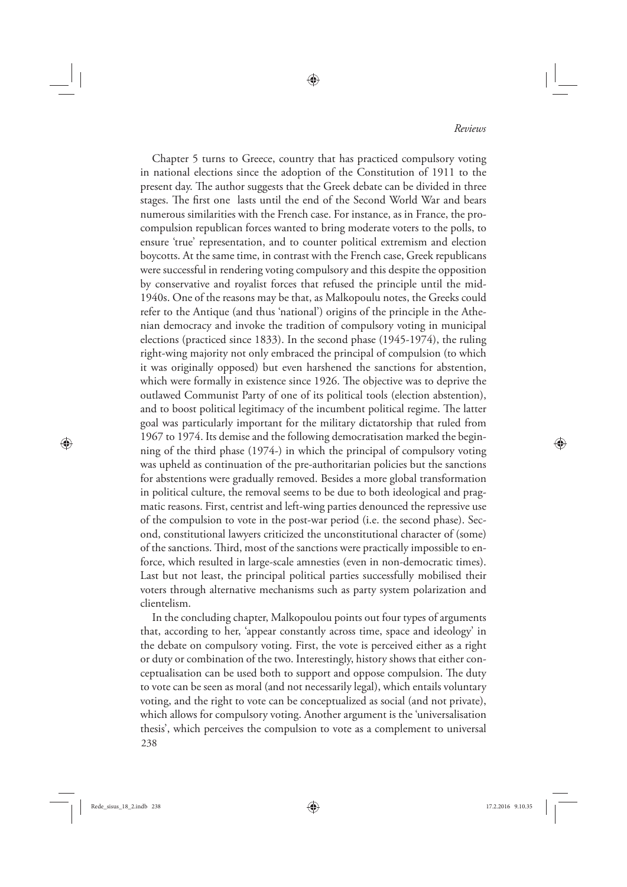Chapter 5 turns to Greece, country that has practiced compulsory voting in national elections since the adoption of the Constitution of 1911 to the present day. The author suggests that the Greek debate can be divided in three stages. The first one lasts until the end of the Second World War and bears numerous similarities with the French case. For instance, as in France, the pro-compulsion republican forces wanted to bring moderate voters to the polls, to ensure 'true' representation, and to counter political extremism and election boycotts. At the same time, in contrast with the French case, Greek republicans were successful in rendering voting compulsory and this despite the opposition by conservative and royalist forces that refused the principle until the mid-1940s. One of the reasons may be that, as Malkopoulu notes, the Greeks could refer to the Antique (and thus 'national') origins of the principle in the Athenian democracy and invoke the tradition of compulsory voting in municipal elections (practiced since 1833). In the second phase (1945-1974), the ruling right-wing majority not only embraced the principal of compulsion (to which it was originally opposed) but even harshened the sanctions for abstention, which were formally in existence since 1926. The objective was to deprive the outlawed Communist Party of one of its political tools (election abstention), and to boost political legitimacy of the incumbent political regime. The latter goal was particularly important for the military dictatorship that ruled from 1967 to 1974. Its demise and the following democratisation marked the beginning of the third phase (1974-) in which the principal of compulsory voting was upheld as continuation of the pre-authoritarian policies but the sanctions for abstentions were gradually removed. Besides a more global transformation in political culture, the removal seems to be due to both ideological and pragmatic reasons. First, centrist and left-wing parties denounced the repressive use of the compulsion to vote in the post-war period (i.e. the second phase). Second, constitutional lawyers criticized the unconstitutional character of (some) of the sanctions. Third, most of the sanctions were practically impossible to enforce, which resulted in large-scale amnesties (even in non-democratic times). Last but not least, the principal political parties successfully mobilised their voters through alternative mechanisms such as party system polarization and clientelism.

In the concluding chapter, Malkopoulou points out four types of arguments that, according to her, 'appear constantly across time, space and ideology' in the debate on compulsory voting. First, the vote is perceived either as a right or duty or combination of the two. Interestingly, history shows that either conceptualisation can be used both to support and oppose compulsion. The duty to vote can be seen as moral (and not necessarily legal), which entails voluntary voting, and the right to vote can be conceptualized as social (and not private), which allows for compulsory voting. Another argument is the 'universalisation thesis', which perceives the compulsion to vote as a complement to universal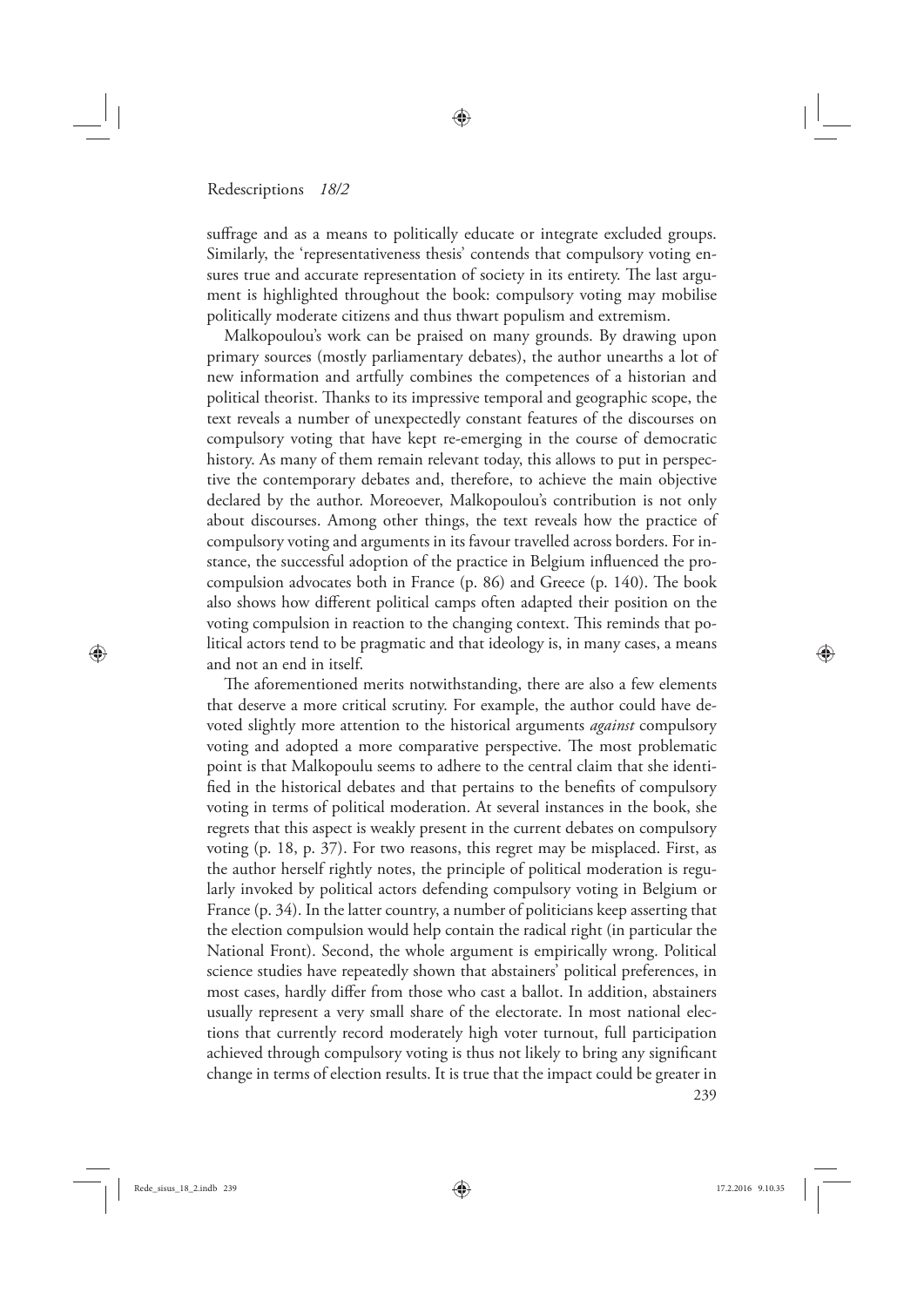suffrage and as a means to politically educate or integrate excluded groups. Similarly, the 'representativeness thesis' contends that compulsory voting ensures true and accurate representation of society in its entirety. The last argument is highlighted throughout the book: compulsory voting may mobilise politically moderate citizens and thus thwart populism and extremism.

Malkopoulou's work can be praised on many grounds. By drawing upon primary sources (mostly parliamentary debates), the author unearths a lot of new information and artfully combines the competences of a historian and political theorist. Thanks to its impressive temporal and geographic scope, the text reveals a number of unexpectedly constant features of the discourses on compulsory voting that have kept re-emerging in the course of democratic history. As many of them remain relevant today, this allows to put in perspective the contemporary debates and, therefore, to achieve the main objective declared by the author. Moreoever, Malkopoulou's contribution is not only about discourses. Among other things, the text reveals how the practice of compulsory voting and arguments in its favour travelled across borders. For instance, the successful adoption of the practice in Belgium influenced the pro-compulsion advocates both in France (p. 86) and Greece (p. 140). The book also shows how different political camps often adapted their position on the voting compulsion in reaction to the changing context. This reminds that political actors tend to be pragmatic and that ideology is, in many cases, a means and not an end in itself.

The aforementioned merits notwithstanding, there are also a few elements that deserve a more critical scrutiny. For example, the author could have devoted slightly more attention to the historical arguments *against* compulsory voting and adopted a more comparative perspective. The most problematic point is that Malkopoulu seems to adhere to the central claim that she identified in the historical debates and that pertains to the benefits of compulsory voting in terms of political moderation. At several instances in the book, she regrets that this aspect is weakly present in the current debates on compulsory voting (p. 18, p. 37). For two reasons, this regret may be misplaced. First, as the author herself rightly notes, the principle of political moderation is regularly invoked by political actors defending compulsory voting in Belgium or France (p. 34). In the latter country, a number of politicians keep asserting that the election compulsion would help contain the radical right (in particular the National Front). Second, the whole argument is empirically wrong. Political science studies have repeatedly shown that abstainers' political preferences, in most cases, hardly differ from those who cast a ballot. In addition, abstainers usually represent a very small share of the electorate. In most national elections that currently record moderately high voter turnout, full participation achieved through compulsory voting is thus not likely to bring any significant change in terms of election results. It is true that the impact could be greater in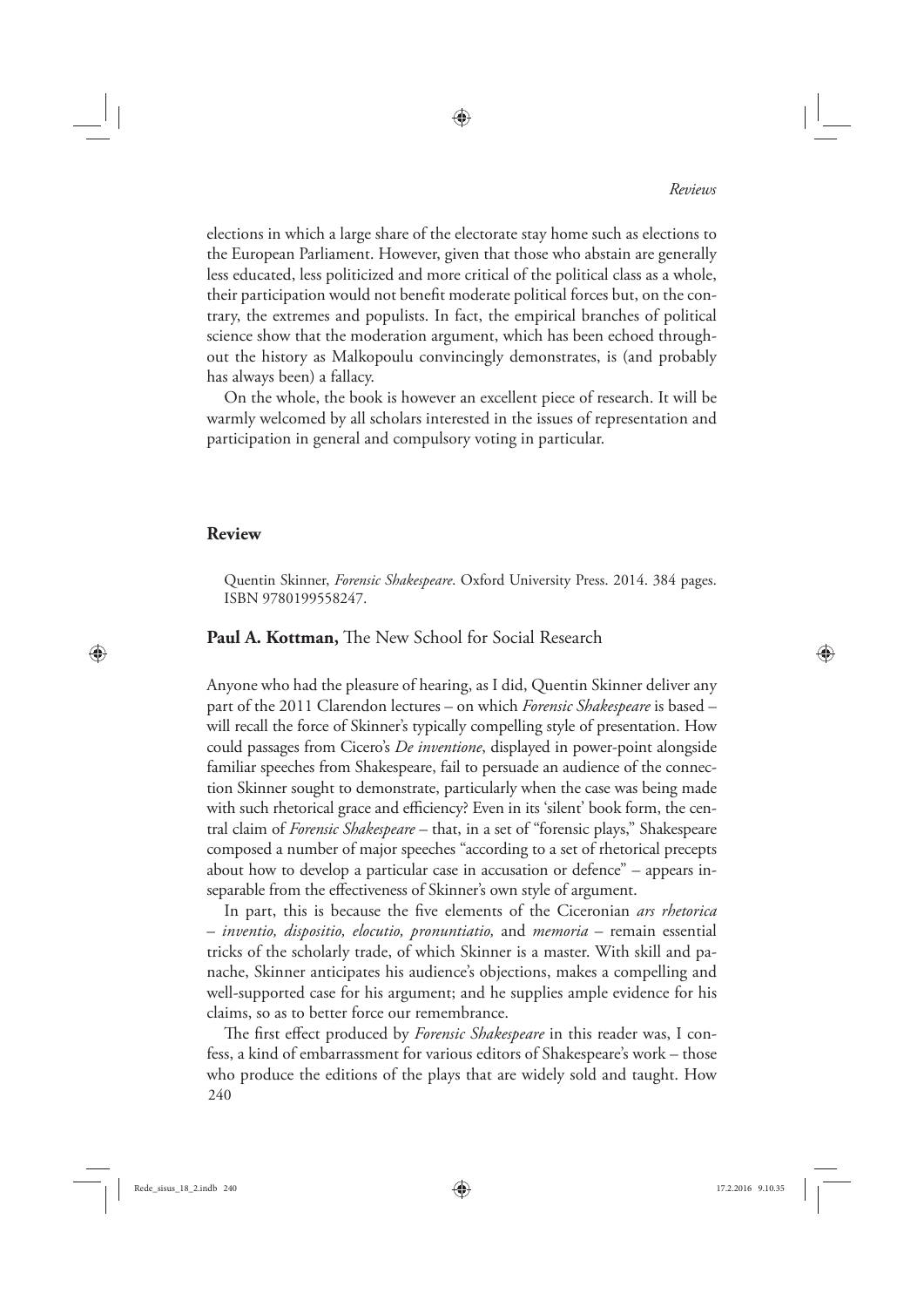elections in which a large share of the electorate stay home such as elections to the European Parliament. However, given that those who abstain are generally less educated, less politicized and more critical of the political class as a whole, their participation would not benefit moderate political forces but, on the contrary, the extremes and populists. In fact, the empirical branches of political science show that the moderation argument, which has been echoed throughout the history as Malkopoulu convincingly demonstrates, is (and probably has always been) a fallacy.

On the whole, the book is however an excellent piece of research. It will be warmly welcomed by all scholars interested in the issues of representation and participation in general and compulsory voting in particular.

## Review

Quentin Skinner, *Forensic Shakespeare*. Oxford University Press. 2014. 384 pages. ISBN 9780199558247.

**Paul A. Kottman,** The New School for Social Research

Anyone who had the pleasure of hearing, as I did, Quentin Skinner deliver any part of the 2011 Clarendon lectures – on which *Forensic Shakespeare* is based – will recall the force of Skinner's typically compelling style of presentation. How could passages from Cicero's *De inventione*, displayed in power-point alongside familiar speeches from Shakespeare, fail to persuade an audience of the connection Skinner sought to demonstrate, particularly when the case was being made with such rhetorical grace and efficiency? Even in its 'silent' book form, the central claim of *Forensic Shakespeare* – that, in a set of "forensic plays," Shakespeare composed a number of major speeches "according to a set of rhetorical precepts about how to develop a particular case in accusation or defence" – appears inseparable from the effectiveness of Skinner's own style of argument.

In part, this is because the five elements of the Ciceronian *ars rhetorica* – *inventio, dispositio, elocutio, pronuntiatio,* and *memoria* – remain essential tricks of the scholarly trade, of which Skinner is a master. With skill and panache, Skinner anticipates his audience's objections, makes a compelling and well-supported case for his argument; and he supplies ample evidence for his claims, so as to better force our remembrance.

The first effect produced by *Forensic Shakespeare* in this reader was, I confess, a kind of embarrassment for various editors of Shakespeare's work – those who produce the editions of the plays that are widely sold and taught. How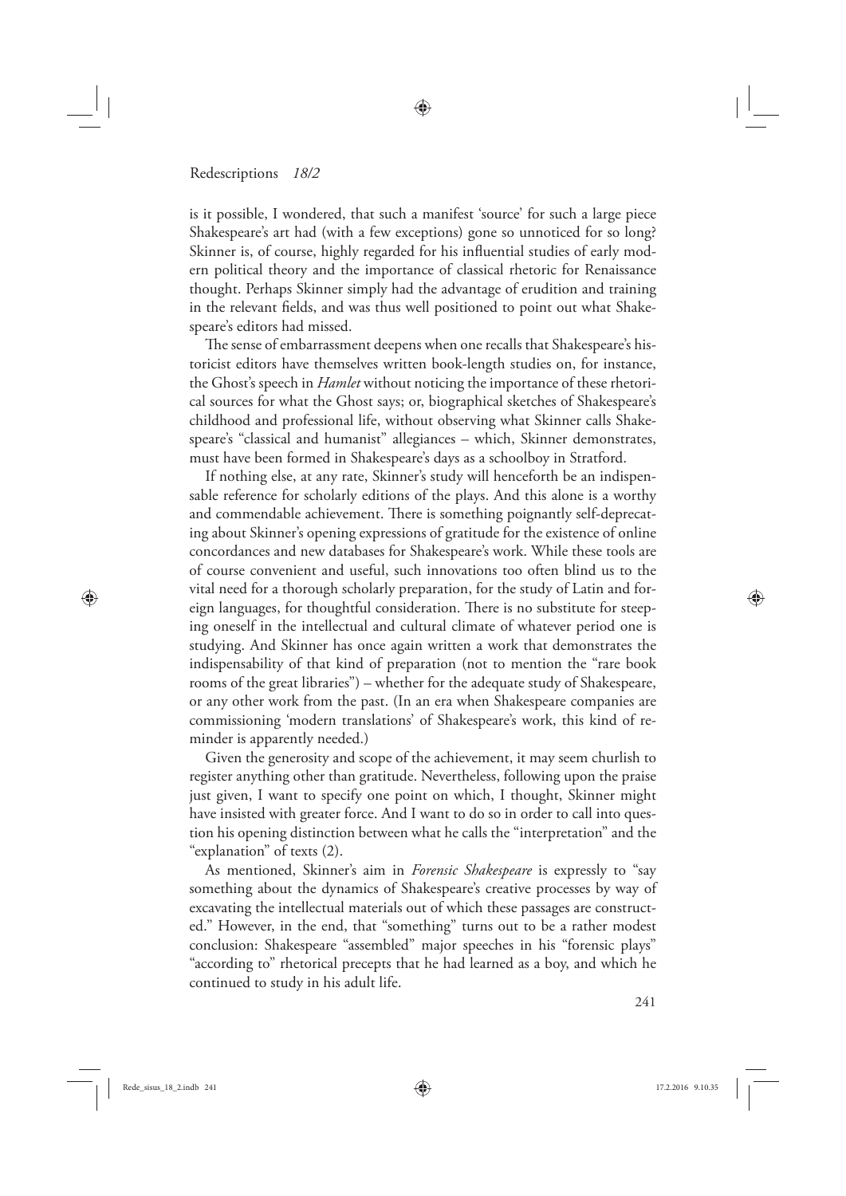is it possible, I wondered, that such a manifest 'source' for such a large piece Shakespeare's art had (with a few exceptions) gone so unnoticed for so long? Skinner is, of course, highly regarded for his influential studies of early modern political theory and the importance of classical rhetoric for Renaissance thought. Perhaps Skinner simply had the advantage of erudition and training in the relevant fields, and was thus well positioned to point out what Shakespeare's editors had missed.

The sense of embarrassment deepens when one recalls that Shakespeare's historicist editors have themselves written book-length studies on, for instance, the Ghost's speech in *Hamlet* without noticing the importance of these rhetorical sources for what the Ghost says; or, biographical sketches of Shakespeare's childhood and professional life, without observing what Skinner calls Shakespeare's "classical and humanist" allegiances – which, Skinner demonstrates, must have been formed in Shakespeare's days as a schoolboy in Stratford.

If nothing else, at any rate, Skinner's study will henceforth be an indispensable reference for scholarly editions of the plays. And this alone is a worthy and commendable achievement. There is something poignantly self-deprecating about Skinner's opening expressions of gratitude for the existence of online concordances and new databases for Shakespeare's work. While these tools are of course convenient and useful, such innovations too often blind us to the vital need for a thorough scholarly preparation, for the study of Latin and foreign languages, for thoughtful consideration. There is no substitute for steeping oneself in the intellectual and cultural climate of whatever period one is studying. And Skinner has once again written a work that demonstrates the indispensability of that kind of preparation (not to mention the "rare book rooms of the great libraries") – whether for the adequate study of Shakespeare, or any other work from the past. (In an era when Shakespeare companies are commissioning 'modern translations' of Shakespeare's work, this kind of reminder is apparently needed.)

Given the generosity and scope of the achievement, it may seem churlish to register anything other than gratitude. Nevertheless, following upon the praise just given, I want to specify one point on which, I thought, Skinner might have insisted with greater force. And I want to do so in order to call into question his opening distinction between what he calls the "interpretation" and the "explanation" of texts (2).

As mentioned, Skinner's aim in *Forensic Shakespeare* is expressly to "say something about the dynamics of Shakespeare's creative processes by way of excavating the intellectual materials out of which these passages are constructed." However, in the end, that "something" turns out to be a rather modest conclusion: Shakespeare "assembled" major speeches in his "forensic plays" "according to" rhetorical precepts that he had learned as a boy, and which he continued to study in his adult life.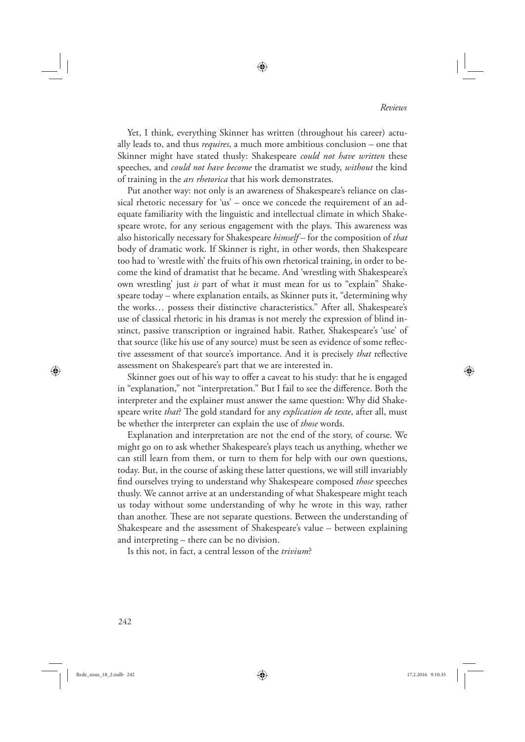Yet, I think, everything Skinner has written (throughout his career) actually leads to, and thus *requires*, a much more ambitious conclusion – one that Skinner might have stated thusly: Shakespeare *could not have written* these speeches, and *could not have become* the dramatist we study, *without* the kind of training in the *ars rhetorica* that his work demonstrates.

Put another way: not only is an awareness of Shakespeare's reliance on classical rhetoric necessary for 'us' – once we concede the requirement of an adequate familiarity with the linguistic and intellectual climate in which Shakespeare wrote, for any serious engagement with the plays. This awareness was also historically necessary for Shakespeare *himself* – for the composition of *that* body of dramatic work. If Skinner is right, in other words, then Shakespeare too had to 'wrestle with' the fruits of his own rhetorical training, in order to become the kind of dramatist that he became. And 'wrestling with Shakespeare's own wrestling' just *is* part of what it must mean for us to "explain" Shakespeare today – where explanation entails, as Skinner puts it, "determining why the works… possess their distinctive characteristics." After all, Shakespeare's use of classical rhetoric in his dramas is not merely the expression of blind instinct, passive transcription or ingrained habit. Rather, Shakespeare's 'use' of that source (like his use of any source) must be seen as evidence of some reflective assessment of that source's importance. And it is precisely *that* reflective assessment on Shakespeare's part that we are interested in.

Skinner goes out of his way to offer a caveat to his study: that he is engaged in "explanation," not "interpretation." But I fail to see the difference. Both the interpreter and the explainer must answer the same question: Why did Shakespeare write *that*? The gold standard for any *explication de texte*, after all, must be whether the interpreter can explain the use of *those* words.

Explanation and interpretation are not the end of the story, of course. We might go on to ask whether Shakespeare's plays teach us anything, whether we can still learn from them, or turn to them for help with our own questions, today. But, in the course of asking these latter questions, we will still invariably find ourselves trying to understand why Shakespeare composed *those* speeches thusly. We cannot arrive at an understanding of what Shakespeare might teach us today without some understanding of why he wrote in this way, rather than another. These are not separate questions. Between the understanding of Shakespeare and the assessment of Shakespeare's value – between explaining and interpreting – there can be no division.

Is this not, in fact, a central lesson of the *trivium*?